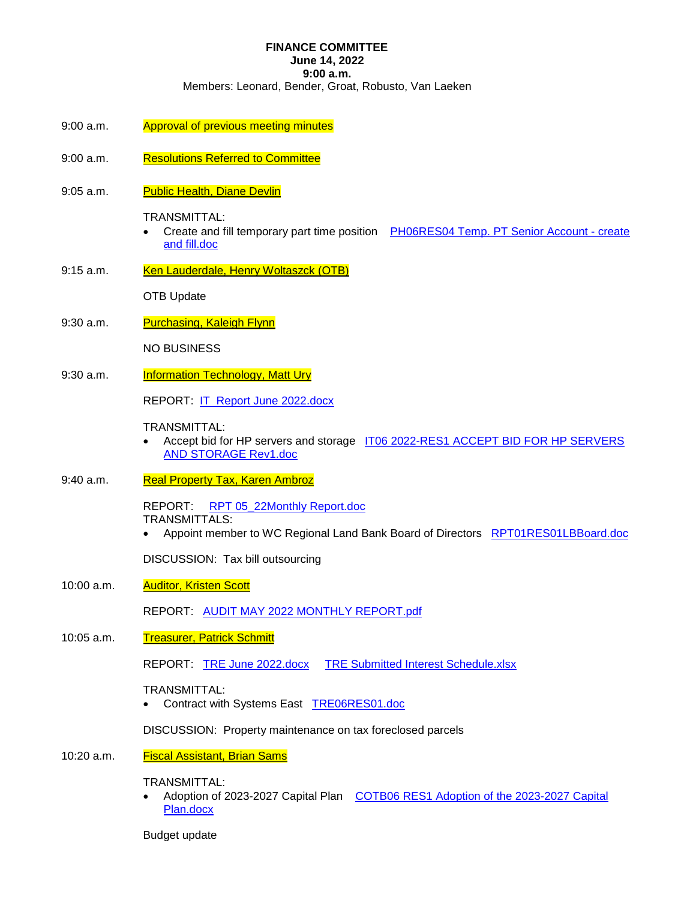**FINANCE COMMITTEE**
**June 14, 2022**
**9:00 a.m.**
Members: Leonard, Bender, Groat, Robusto, Van Laeken

9:00 a.m. Approval of previous meeting minutes

9:00 a.m. Resolutions Referred to Committee

9:05 a.m. Public Health, Diane Devlin

TRANSMITTAL:

- Create and fill temporary part time position PH06RES04 Temp. PT Senior Account - create and fill.doc

9:15 a.m. Ken Lauderdale, Henry Woltaszck (OTB)

OTB Update

9:30 a.m. Purchasing, Kaleigh Flynn

NO BUSINESS

9:30 a.m. Information Technology, Matt Ury

REPORT: IT Report June 2022.docx

TRANSMITTAL:

- Accept bid for HP servers and storage IT06 2022-RES1 ACCEPT BID FOR HP SERVERS AND STORAGE Rev1.doc

9:40 a.m. Real Property Tax, Karen Ambroz

REPORT: RPT 05_22Monthly Report.doc
TRANSMITTALS:

- Appoint member to WC Regional Land Bank Board of Directors RPT01RES01LBBoard.doc

DISCUSSION: Tax bill outsourcing

10:00 a.m. Auditor, Kristen Scott

REPORT: AUDIT MAY 2022 MONTHLY REPORT.pdf

10:05 a.m. Treasurer, Patrick Schmitt

REPORT: TRE June 2022.docx TRE Submitted Interest Schedule.xlsx

TRANSMITTAL:

- Contract with Systems East TRE06RES01.doc

DISCUSSION: Property maintenance on tax foreclosed parcels

10:20 a.m. Fiscal Assistant, Brian Sams

TRANSMITTAL:

- Adoption of 2023-2027 Capital Plan COTB06 RES1 Adoption of the 2023-2027 Capital Plan.docx

Budget update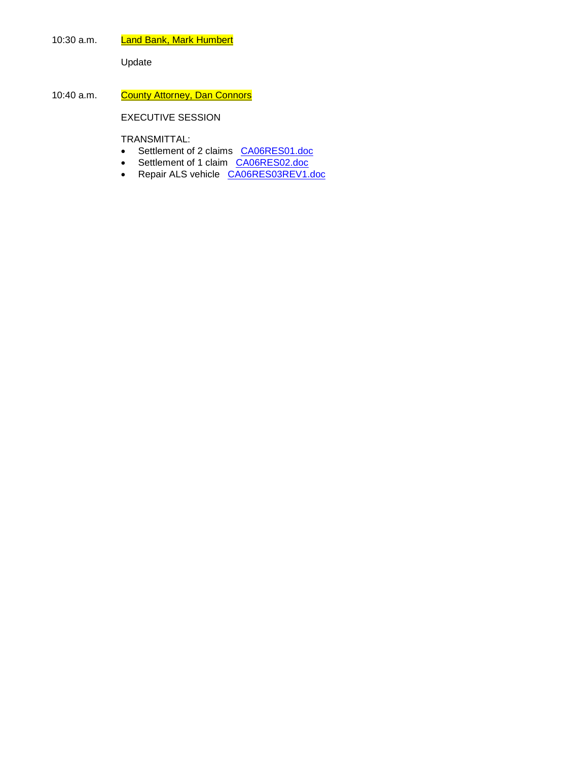10:30 a.m. Land Bank, Mark Humbert

Update

10:40 a.m. County Attorney, Dan Connors

EXECUTIVE SESSION

TRANSMITTAL:

- Settlement of 2 claims CA06RES01.doc
- Settlement of 1 claim CA06RES02.doc
- Repair ALS vehicle CA06RES03REV1.doc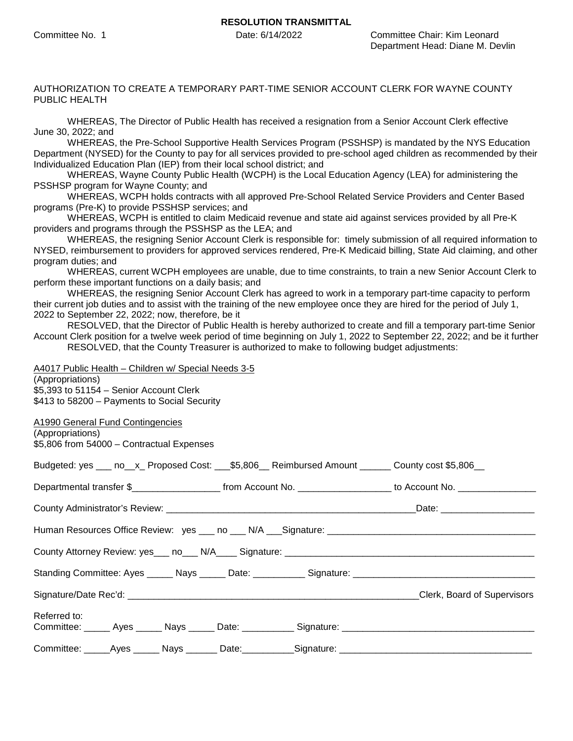**RESOLUTION TRANSMITTAL**

Committee No. 1 | Date: 6/14/2022 | Committee Chair: Kim Leonard
Department Head: Diane M. Devlin

AUTHORIZATION TO CREATE A TEMPORARY PART-TIME SENIOR ACCOUNT CLERK FOR WAYNE COUNTY PUBLIC HEALTH

WHEREAS, The Director of Public Health has received a resignation from a Senior Account Clerk effective June 30, 2022; and

WHEREAS, the Pre-School Supportive Health Services Program (PSSHSP) is mandated by the NYS Education Department (NYSED) for the County to pay for all services provided to pre-school aged children as recommended by their Individualized Education Plan (IEP) from their local school district; and

WHEREAS, Wayne County Public Health (WCPH) is the Local Education Agency (LEA) for administering the PSSHSP program for Wayne County; and

WHEREAS, WCPH holds contracts with all approved Pre-School Related Service Providers and Center Based programs (Pre-K) to provide PSSHSP services; and

WHEREAS, WCPH is entitled to claim Medicaid revenue and state aid against services provided by all Pre-K providers and programs through the PSSHSP as the LEA; and

WHEREAS, the resigning Senior Account Clerk is responsible for: timely submission of all required information to NYSED, reimbursement to providers for approved services rendered, Pre-K Medicaid billing, State Aid claiming, and other program duties; and

WHEREAS, current WCPH employees are unable, due to time constraints, to train a new Senior Account Clerk to perform these important functions on a daily basis; and

WHEREAS, the resigning Senior Account Clerk has agreed to work in a temporary part-time capacity to perform their current job duties and to assist with the training of the new employee once they are hired for the period of July 1, 2022 to September 22, 2022; now, therefore, be it

RESOLVED, that the Director of Public Health is hereby authorized to create and fill a temporary part-time Senior Account Clerk position for a twelve week period of time beginning on July 1, 2022 to September 22, 2022; and be it further

RESOLVED, that the County Treasurer is authorized to make to following budget adjustments:

<u>A4017 Public Health – Children w/ Special Needs 3-5</u>
(Appropriations)
$5,393 to 51154 – Senior Account Clerk
$413 to 58200 – Payments to Social Security

<u>A1990 General Fund Contingencies</u>
(Appropriations)
$5,806 from 54000 – Contractual Expenses

Budgeted: yes ___ no__x_ Proposed Cost: ___$5,806__ Reimbursed Amount ______ County cost $5,806__

Departmental transfer $_________________ from Account No. _________________ to Account No. _______________

County Administrator's Review: ________________________________________________Date: __________________

Human Resources Office Review: yes ___ no ___ N/A ___Signature: ________________________________________

County Attorney Review: yes___ no___ N/A____ Signature: _________________________________________________

Standing Committee: Ayes _____ Nays _____ Date: __________ Signature: ___________________________________

Signature/Date Rec'd: _________________________________________________________Clerk, Board of Supervisors

Referred to:
Committee: _____ Ayes _____ Nays _____ Date: __________ Signature: _____________________________________

Committee: _____Ayes _____ Nays ______ Date:__________Signature: _____________________________________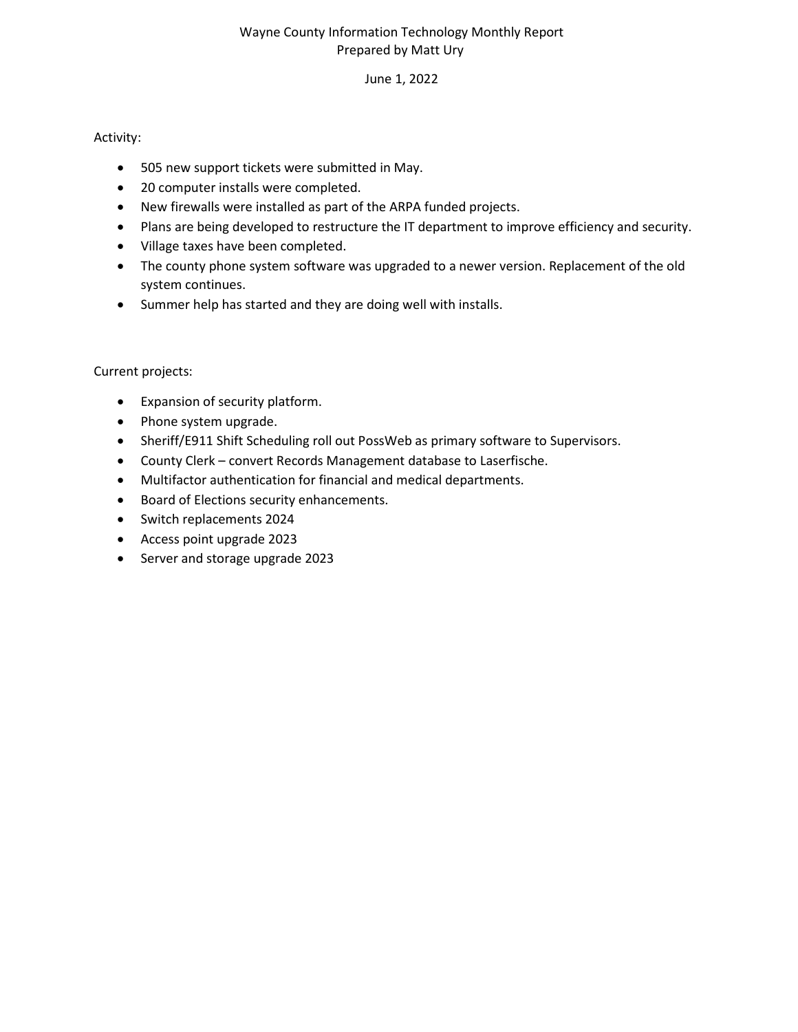Wayne County Information Technology Monthly Report
Prepared by Matt Ury

June 1, 2022

Activity:

- 505 new support tickets were submitted in May.
- 20 computer installs were completed.
- New firewalls were installed as part of the ARPA funded projects.
- Plans are being developed to restructure the IT department to improve efficiency and security.
- Village taxes have been completed.
- The county phone system software was upgraded to a newer version. Replacement of the old system continues.
- Summer help has started and they are doing well with installs.

Current projects:

- Expansion of security platform.
- Phone system upgrade.
- Sheriff/E911 Shift Scheduling roll out PossWeb as primary software to Supervisors.
- County Clerk – convert Records Management database to Laserfische.
- Multifactor authentication for financial and medical departments.
- Board of Elections security enhancements.
- Switch replacements 2024
- Access point upgrade 2023
- Server and storage upgrade 2023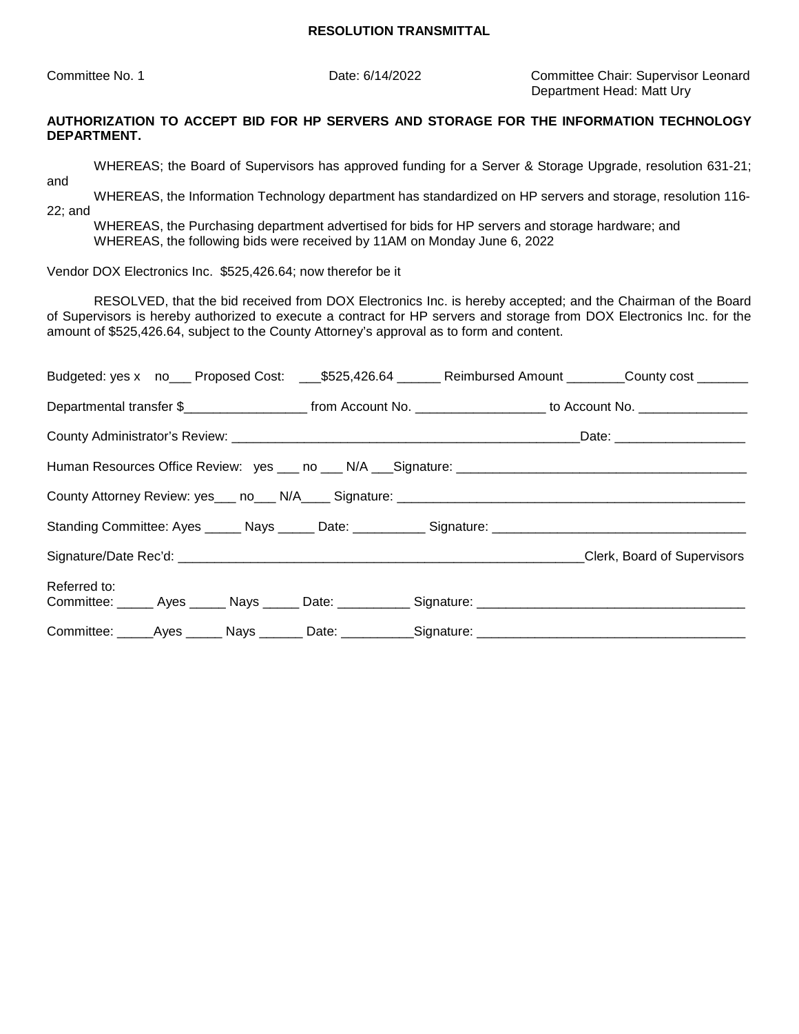**RESOLUTION TRANSMITTAL**

Committee No. 1 Date: 6/14/2022 Committee Chair: Supervisor Leonard
Department Head: Matt Ury

**AUTHORIZATION TO ACCEPT BID FOR HP SERVERS AND STORAGE FOR THE INFORMATION TECHNOLOGY DEPARTMENT.**

WHEREAS; the Board of Supervisors has approved funding for a Server & Storage Upgrade, resolution 631-21; and

WHEREAS, the Information Technology department has standardized on HP servers and storage, resolution 116-22; and

WHEREAS, the Purchasing department advertised for bids for HP servers and storage hardware; and

WHEREAS, the following bids were received by 11AM on Monday June 6, 2022

Vendor DOX Electronics Inc. $525,426.64; now therefor be it

RESOLVED, that the bid received from DOX Electronics Inc. is hereby accepted; and the Chairman of the Board of Supervisors is hereby authorized to execute a contract for HP servers and storage from DOX Electronics Inc. for the amount of $525,426.64, subject to the County Attorney's approval as to form and content.

Budgeted: yes x no___ Proposed Cost: ___$525,426.64 ______ Reimbursed Amount ________County cost _______

Departmental transfer $_________________ from Account No. _________________ to Account No. _______________

County Administrator's Review: ________________________________________________Date: __________________

Human Resources Office Review: yes ___ no ___ N/A ___Signature: ________________________________________

County Attorney Review: yes___ no___ N/A____ Signature: _______________________________________________

Standing Committee: Ayes _____ Nays _____ Date: __________ Signature: ___________________________________

Signature/Date Rec'd: ________________________________________________________Clerk, Board of Supervisors

Referred to:
Committee: _____ Ayes _____ Nays _____ Date: __________ Signature: ____________________________________

Committee: _____Ayes _____ Nays ______ Date: __________Signature: ____________________________________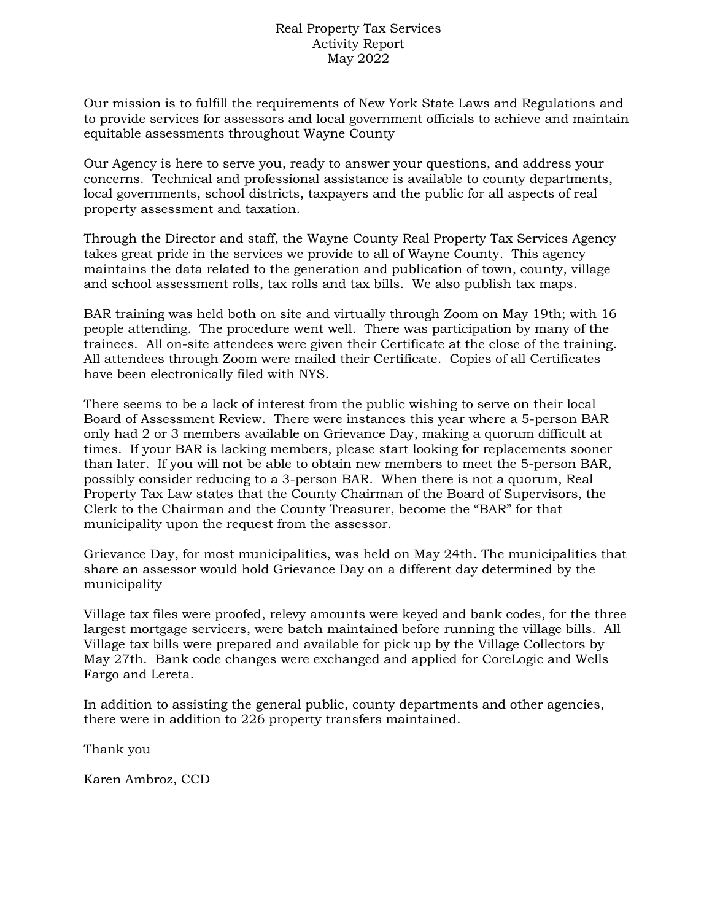# Real Property Tax Services
## Activity Report
## May 2022

Our mission is to fulfill the requirements of New York State Laws and Regulations and to provide services for assessors and local government officials to achieve and maintain equitable assessments throughout Wayne County

Our Agency is here to serve you, ready to answer your questions, and address your concerns. Technical and professional assistance is available to county departments, local governments, school districts, taxpayers and the public for all aspects of real property assessment and taxation.

Through the Director and staff, the Wayne County Real Property Tax Services Agency takes great pride in the services we provide to all of Wayne County. This agency maintains the data related to the generation and publication of town, county, village and school assessment rolls, tax rolls and tax bills. We also publish tax maps.

BAR training was held both on site and virtually through Zoom on May 19th; with 16 people attending. The procedure went well. There was participation by many of the trainees. All on-site attendees were given their Certificate at the close of the training. All attendees through Zoom were mailed their Certificate. Copies of all Certificates have been electronically filed with NYS.

There seems to be a lack of interest from the public wishing to serve on their local Board of Assessment Review. There were instances this year where a 5-person BAR only had 2 or 3 members available on Grievance Day, making a quorum difficult at times. If your BAR is lacking members, please start looking for replacements sooner than later. If you will not be able to obtain new members to meet the 5-person BAR, possibly consider reducing to a 3-person BAR. When there is not a quorum, Real Property Tax Law states that the County Chairman of the Board of Supervisors, the Clerk to the Chairman and the County Treasurer, become the "BAR" for that municipality upon the request from the assessor.

Grievance Day, for most municipalities, was held on May 24th. The municipalities that share an assessor would hold Grievance Day on a different day determined by the municipality

Village tax files were proofed, relevy amounts were keyed and bank codes, for the three largest mortgage servicers, were batch maintained before running the village bills. All Village tax bills were prepared and available for pick up by the Village Collectors by May 27th. Bank code changes were exchanged and applied for CoreLogic and Wells Fargo and Lereta.

In addition to assisting the general public, county departments and other agencies, there were in addition to 226 property transfers maintained.

Thank you

Karen Ambroz, CCD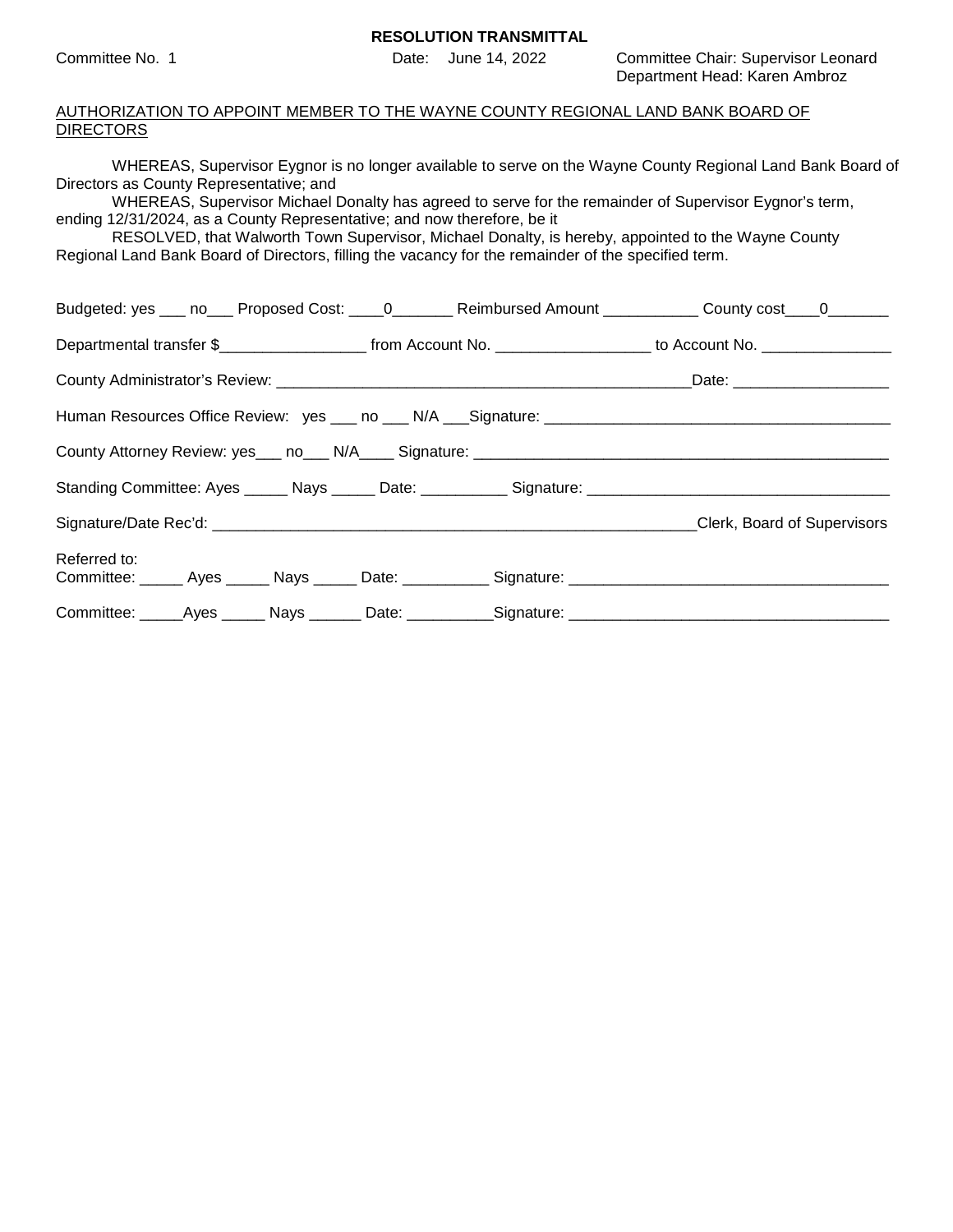**RESOLUTION TRANSMITTAL**

Committee No. 1 Date: June 14, 2022 Committee Chair: Supervisor Leonard
Department Head: Karen Ambroz

AUTHORIZATION TO APPOINT MEMBER TO THE WAYNE COUNTY REGIONAL LAND BANK BOARD OF DIRECTORS

WHEREAS, Supervisor Eygnor is no longer available to serve on the Wayne County Regional Land Bank Board of Directors as County Representative; and

WHEREAS, Supervisor Michael Donalty has agreed to serve for the remainder of Supervisor Eygnor's term, ending 12/31/2024, as a County Representative; and now therefore, be it

RESOLVED, that Walworth Town Supervisor, Michael Donalty, is hereby, appointed to the Wayne County Regional Land Bank Board of Directors, filling the vacancy for the remainder of the specified term.

Budgeted: yes ___ no___ Proposed Cost: ____0_______ Reimbursed Amount ___________ County cost____0_______

Departmental transfer $_________________ from Account No. _________________ to Account No. _______________

County Administrator's Review: ________________________________________________Date: _________________

Human Resources Office Review: yes ___ no ___ N/A ___Signature: ________________________________________

County Attorney Review: yes___ no___ N/A____ Signature: ________________________________________________

Standing Committee: Ayes _____ Nays _____ Date: __________ Signature: ___________________________________

Signature/Date Rec'd: ________________________________________________________Clerk, Board of Supervisors

Referred to:
Committee: _____ Ayes _____ Nays _____ Date: __________ Signature: ____________________________________

Committee: _____Ayes _____ Nays ______ Date: __________Signature: ____________________________________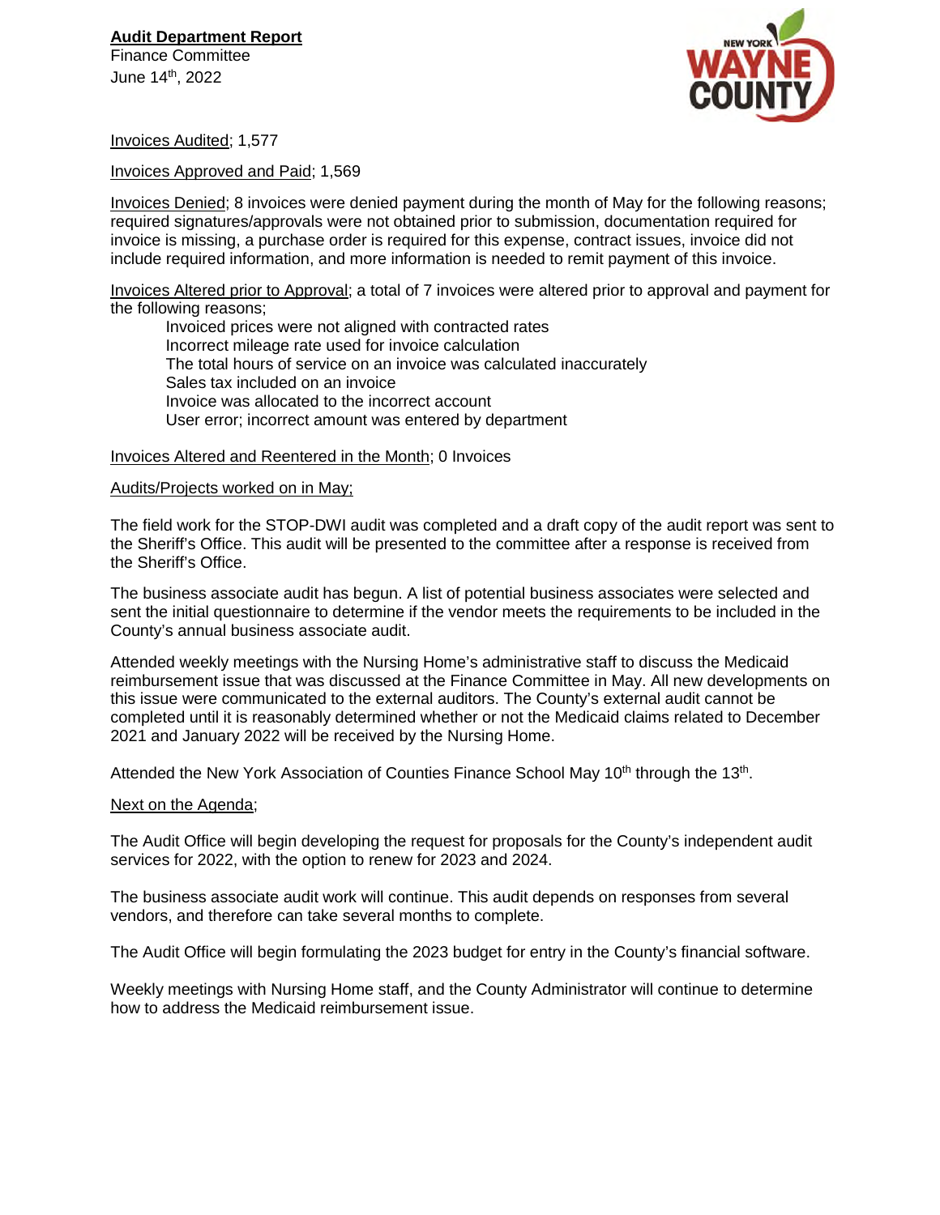**Audit Department Report**
Finance Committee
June 14th, 2022

Invoices Audited; 1,577

Invoices Approved and Paid; 1,569

Invoices Denied; 8 invoices were denied payment during the month of May for the following reasons; required signatures/approvals were not obtained prior to submission, documentation required for invoice is missing, a purchase order is required for this expense, contract issues, invoice did not include required information, and more information is needed to remit payment of this invoice.

Invoices Altered prior to Approval; a total of 7 invoices were altered prior to approval and payment for the following reasons;

Invoiced prices were not aligned with contracted rates
Incorrect mileage rate used for invoice calculation
The total hours of service on an invoice was calculated inaccurately
Sales tax included on an invoice
Invoice was allocated to the incorrect account
User error; incorrect amount was entered by department

Invoices Altered and Reentered in the Month; 0 Invoices

Audits/Projects worked on in May;

The field work for the STOP-DWI audit was completed and a draft copy of the audit report was sent to the Sheriff's Office. This audit will be presented to the committee after a response is received from the Sheriff's Office.

The business associate audit has begun. A list of potential business associates were selected and sent the initial questionnaire to determine if the vendor meets the requirements to be included in the County's annual business associate audit.

Attended weekly meetings with the Nursing Home's administrative staff to discuss the Medicaid reimbursement issue that was discussed at the Finance Committee in May. All new developments on this issue were communicated to the external auditors. The County's external audit cannot be completed until it is reasonably determined whether or not the Medicaid claims related to December 2021 and January 2022 will be received by the Nursing Home.

Attended the New York Association of Counties Finance School May 10th through the 13th.

Next on the Agenda;

The Audit Office will begin developing the request for proposals for the County's independent audit services for 2022, with the option to renew for 2023 and 2024.

The business associate audit work will continue. This audit depends on responses from several vendors, and therefore can take several months to complete.

The Audit Office will begin formulating the 2023 budget for entry in the County's financial software.

Weekly meetings with Nursing Home staff, and the County Administrator will continue to determine how to address the Medicaid reimbursement issue.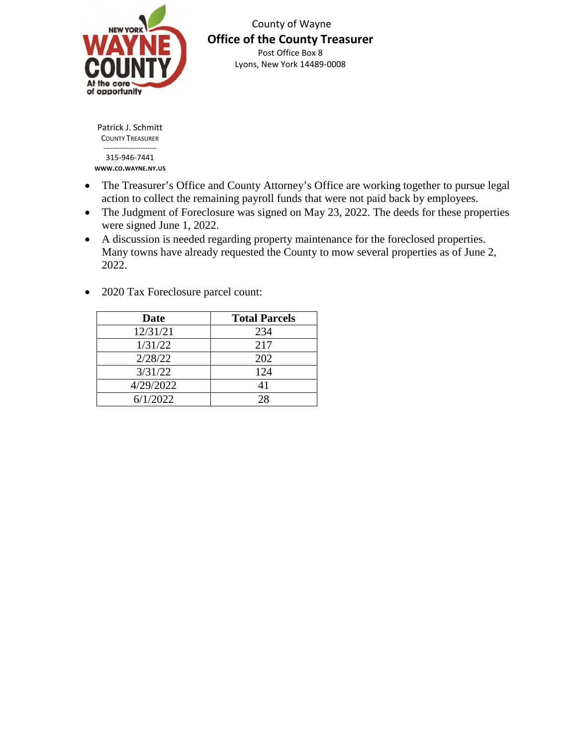County of Wayne

**Office of the County Treasurer**

Post Office Box 8

Lyons, New York 14489-0008

Patrick J. Schmitt

COUNTY TREASURER

315-946-7441

**WWW.CO.WAYNE.NY.US**

- The Treasurer's Office and County Attorney's Office are working together to pursue legal action to collect the remaining payroll funds that were not paid back by employees.
- The Judgment of Foreclosure was signed on May 23, 2022. The deeds for these properties were signed June 1, 2022.
- A discussion is needed regarding property maintenance for the foreclosed properties. Many towns have already requested the County to mow several properties as of June 2, 2022.
- 2020 Tax Foreclosure parcel count:

| Date | Total Parcels |
|---|---|
| 12/31/21 | 234 |
| 1/31/22 | 217 |
| 2/28/22 | 202 |
| 3/31/22 | 124 |
| 4/29/2022 | 41 |
| 6/1/2022 | 28 |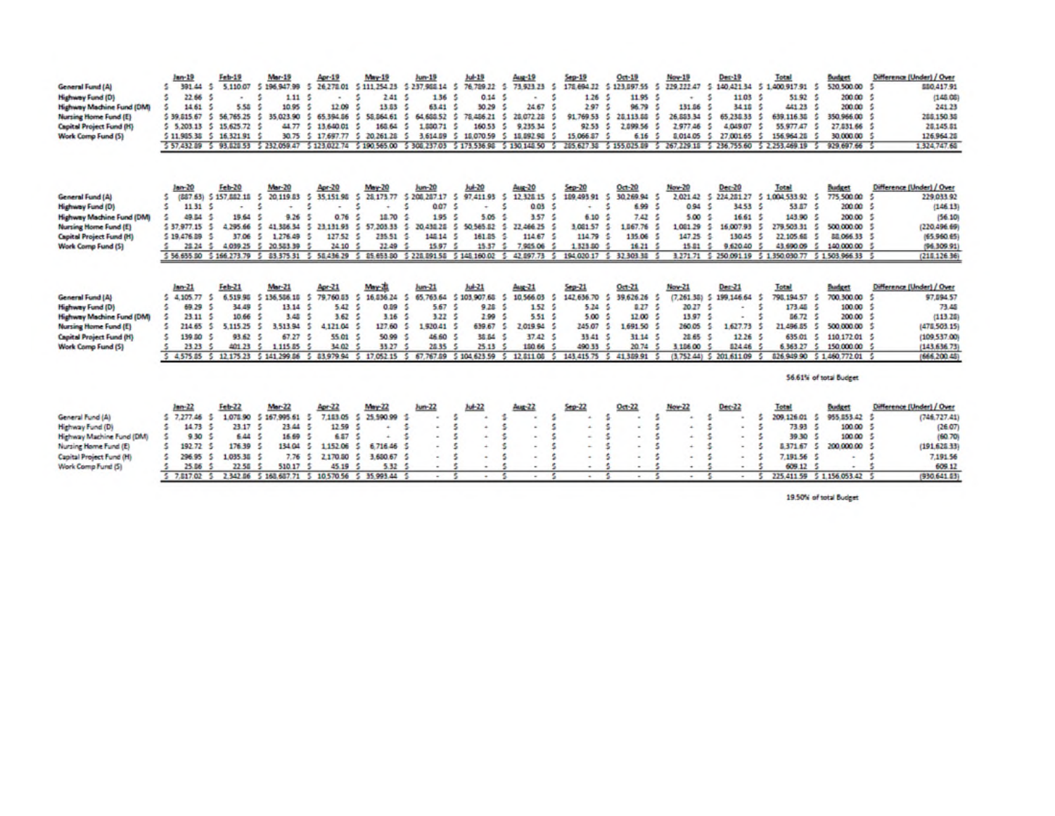| | Jan-19 | Feb-19 | Mar-19 | Apr-19 | May-19 | Jun-19 | Jul-19 | Aug-19 | Sep-19 | Oct-19 | Nov-19 | Dec-19 | Total | Budget | Difference (Under) / Over |
|---|---|---|---|---|---|---|---|---|---|---|---|---|---|---|---|
| General Fund (A) | $ 391.44 | $ 5,110.07 | $ 196,947.99 | $ 26,278.01 | $ 111,254.23 | $ 237,988.14 | $ 76,789.22 | $ 73,923.23 | $ 178,694.22 | $ 123,897.55 | $ 229,222.47 | $ 140,421.34 | $ 1,400,917.91 | $ 520,500.00 | $ 880,417.91 |
| Highway Fund (D) | $ 22.66 | $ - | $ 1.11 | $ - | $ 2.41 | $ 1.36 | $ 0.14 | $ - | $ 1.26 | $ 11.95 | $ - | $ 11.03 | $ 51.92 | $ 200.00 | $ (148.08) |
| Highway Machine Fund (DM) | $ 14.61 | $ 5.58 | $ 10.95 | $ 12.09 | $ 13.83 | $ 63.41 | $ 30.29 | $ 24.67 | $ 2.97 | $ 96.79 | $ 131.86 | $ 34.18 | $ 441.23 | $ 200.00 | $ 241.23 |
| Nursing Home Fund (E) | $ 39,815.67 | $ 56,765.25 | $ 35,023.90 | $ 65,394.86 | $ 58,864.61 | $ 64,608.52 | $ 78,486.21 | $ 28,072.28 | $ 91,769.53 | $ 28,113.88 | $ 26,883.34 | $ 65,238.33 | $ 639,116.38 | $ 350,966.00 | $ 288,150.38 |
| Capital Project Fund (H) | $ 5,203.13 | $ 15,625.72 | $ 44.77 | $ 13,640.01 | $ 168.64 | $ 1,880.71 | $ 160.53 | $ 9,235.34 | $ 92.53 | $ 2,899.56 | $ 2,977.46 | $ 4,049.07 | $ 55,977.47 | $ 27,831.66 | $ 28,145.81 |
| Work Comp Fund (S) | $ 11,985.38 | $ 16,321.91 | $ 30.75 | $ 17,697.77 | $ 20,261.28 | $ 3,614.89 | $ 18,070.59 | $ 18,892.98 | $ 15,066.87 | $ 6.16 | $ 8,014.05 | $ 27,001.65 | $ 156,964.28 | $ 30,000.00 | $ 126,964.28 |
| | $ 57,432.89 | $ 93,828.53 | $ 232,059.47 | $ 123,022.74 | $ 190,565.00 | $ 308,237.03 | $ 173,536.98 | $ 130,148.50 | $ 285,627.38 | $ 155,025.89 | $ 267,229.18 | $ 236,755.60 | $ 2,253,469.19 | $ 929,697.66 | $ 1,324,747.68 |

| | Jan-20 | Feb-20 | Mar-20 | Apr-20 | May-20 | Jun-20 | Jul-20 | Aug-20 | Sep-20 | Oct-20 | Nov-20 | Dec-20 | Total | Budget | Difference (Under) / Over |
|---|---|---|---|---|---|---|---|---|---|---|---|---|---|---|---|
| General Fund (A) | $ (887.63) | $ 157,882.18 | $ 20,119.83 | $ 35,151.98 | $ 28,173.77 | $ 208,287.17 | $ 97,411.93 | $ 12,328.15 | $ 189,493.91 | $ 30,269.94 | $ 2,021.42 | $ 224,281.27 | $ 1,004,533.92 | $ 775,500.00 | $ 229,033.92 |
| Highway Fund (D) | $ 11.31 | $ - | $ - | $ - | $ - | $ 0.07 | $ - | $ 0.03 | $ - | $ 6.99 | $ 0.94 | $ 34.53 | $ 53.87 | $ 200.00 | $ (146.13) |
| Highway Machine Fund (DM) | $ 49.84 | $ 19.64 | $ 9.26 | $ 0.76 | $ 18.70 | $ 1.95 | $ 5.05 | $ 3.57 | $ 6.10 | $ 7.42 | $ 5.00 | $ 16.61 | $ 143.90 | $ 200.00 | $ (56.10) |
| Nursing Home Fund (E) | $ 37,977.15 | $ 4,295.66 | $ 41,386.34 | $ 23,131.93 | $ 57,203.33 | $ 20,438.28 | $ 50,565.82 | $ 22,466.25 | $ 3,081.57 | $ 1,867.76 | $ 1,081.29 | $ 16,007.93 | $ 279,503.31 | $ 500,000.00 | $ (220,496.69) |
| Capital Project Fund (H) | $ 19,476.89 | $ 37.06 | $ 1,276.49 | $ 127.52 | $ 235.51 | $ 148.14 | $ 161.85 | $ 114.67 | $ 114.79 | $ 135.06 | $ 147.25 | $ 130.45 | $ 22,105.68 | $ 88,066.33 | $ (65,960.65) |
| Work Comp Fund (S) | $ 28.24 | $ 4,039.25 | $ 20,583.39 | $ 24.10 | $ 22.49 | $ 15.97 | $ 15.37 | $ 7,985.06 | $ 1,323.80 | $ 16.21 | $ 15.81 | $ 9,620.40 | $ 43,690.09 | $ 140,000.00 | $ (96,309.91) |
| | $ 56,655.80 | $ 166,273.79 | $ 83,375.31 | $ 58,436.29 | $ 85,653.80 | $ 228,891.58 | $ 148,160.02 | $ 42,897.73 | $ 194,020.17 | $ 32,303.38 | $ 3,271.71 | $ 250,091.19 | $ 1,350,030.77 | $ 1,503,966.33 | $ (218,126.36) |

| | Jan-21 | Feb-21 | Mar-21 | Apr-21 | May-21 | Jun-21 | Jul-21 | Aug-21 | Sep-21 | Oct-21 | Nov-21 | Dec-21 | Total | Budget | Difference (Under) / Over |
|---|---|---|---|---|---|---|---|---|---|---|---|---|---|---|---|
| General Fund (A) | $ 4,105.77 | $ 6,519.98 | $ 136,586.18 | $ 79,760.83 | $ 16,836.24 | $ 65,763.64 | $ 103,907.68 | $ 10,566.03 | $ 142,636.70 | $ 39,626.26 | $ (7,261.38) | $ 199,146.64 | $ 798,194.57 | $ 700,300.00 | $ 97,894.57 |
| Highway Fund (D) | $ 69.29 | $ 34.49 | $ 13.14 | $ 5.42 | $ 0.89 | $ 5.67 | $ 9.28 | $ 1.52 | $ 5.24 | $ 8.27 | $ 20.27 | $ - | $ 173.48 | $ 100.00 | $ 73.48 |
| Highway Machine Fund (DM) | $ 23.11 | $ 10.66 | $ 3.48 | $ 3.62 | $ 3.16 | $ 3.22 | $ 2.99 | $ 5.51 | $ 5.00 | $ 12.00 | $ 13.97 | $ - | $ 86.72 | $ 200.00 | $ (113.28) |
| Nursing Home Fund (E) | $ 214.65 | $ 5,115.25 | $ 3,513.94 | $ 4,121.04 | $ 127.60 | $ 1,920.41 | $ 639.67 | $ 2,019.94 | $ 245.07 | $ 1,691.50 | $ 260.05 | $ 1,627.73 | $ 21,496.85 | $ 500,000.00 | $ (478,503.15) |
| Capital Project Fund (H) | $ 139.80 | $ 93.62 | $ 67.27 | $ 55.01 | $ 50.99 | $ 46.60 | $ 38.84 | $ 37.42 | $ 33.41 | $ 31.14 | $ 28.65 | $ 12.26 | $ 635.01 | $ 110,172.01 | $ (109,537.00) |
| Work Comp Fund (S) | $ 23.23 | $ 401.23 | $ 1,115.85 | $ 34.02 | $ 33.27 | $ 28.35 | $ 25.13 | $ 180.66 | $ 490.33 | $ 20.74 | $ 3,186.00 | $ 824.46 | $ 6,363.27 | $ 150,000.00 | $ (143,636.73) |
| | $ 4,575.85 | $ 12,175.23 | $ 141,299.86 | $ 83,979.94 | $ 17,052.15 | $ 67,767.89 | $ 104,623.59 | $ 12,811.08 | $ 143,415.75 | $ 41,389.91 | $ (3,752.44) | $ 201,611.09 | $ 826,949.90 | $ 1,460,772.01 | $ (666,200.48) |

56.61% of total Budget

| | Jan-22 | Feb-22 | Mar-22 | Apr-22 | May-22 | Jun-22 | Jul-22 | Aug-22 | Sep-22 | Oct-22 | Nov-22 | Dec-22 | Total | Budget | Difference (Under) / Over |
|---|---|---|---|---|---|---|---|---|---|---|---|---|---|---|---|
| General Fund (A) | $ 7,277.46 | $ 1,078.90 | $ 167,995.61 | $ 7,183.05 | $ 25,590.99 | $ - | $ - | $ - | $ - | $ - | $ - | $ - | $ 209,126.01 | $ 955,853.42 | $ (746,727.41) |
| Highway Fund (D) | $ 14.73 | $ 23.17 | $ 23.44 | $ 12.59 | $ - | $ - | $ - | $ - | $ - | $ - | $ - | $ - | $ 73.93 | $ 100.00 | $ (26.07) |
| Highway Machine Fund (DM) | $ 9.30 | $ 6.44 | $ 16.69 | $ 6.87 | $ - | $ - | $ - | $ - | $ - | $ - | $ - | $ - | $ 39.30 | $ 100.00 | $ (60.70) |
| Nursing Home Fund (E) | $ 192.72 | $ 176.39 | $ 134.04 | $ 1,152.06 | $ 6,716.46 | $ - | $ - | $ - | $ - | $ - | $ - | $ - | $ 8,371.67 | $ 200,000.00 | $ (191,628.33) |
| Capital Project Fund (H) | $ 296.95 | $ 1,035.38 | $ 7.76 | $ 2,170.80 | $ 3,680.67 | $ - | $ - | $ - | $ - | $ - | $ - | $ - | $ 7,191.56 | $ - | $ 7,191.56 |
| Work Comp Fund (S) | $ 25.86 | $ 22.58 | $ 510.17 | $ 45.19 | $ 5.32 | $ - | $ - | $ - | $ - | $ - | $ - | $ - | $ 609.12 | $ - | $ 609.12 |
| | $ 7,817.02 | $ 2,342.86 | $ 168,687.71 | $ 10,570.56 | $ 35,993.44 | $ - | $ - | $ - | $ - | $ - | $ - | $ - | $ 225,411.59 | $ 1,156,053.42 | $ (930,641.83) |

19.50% of total Budget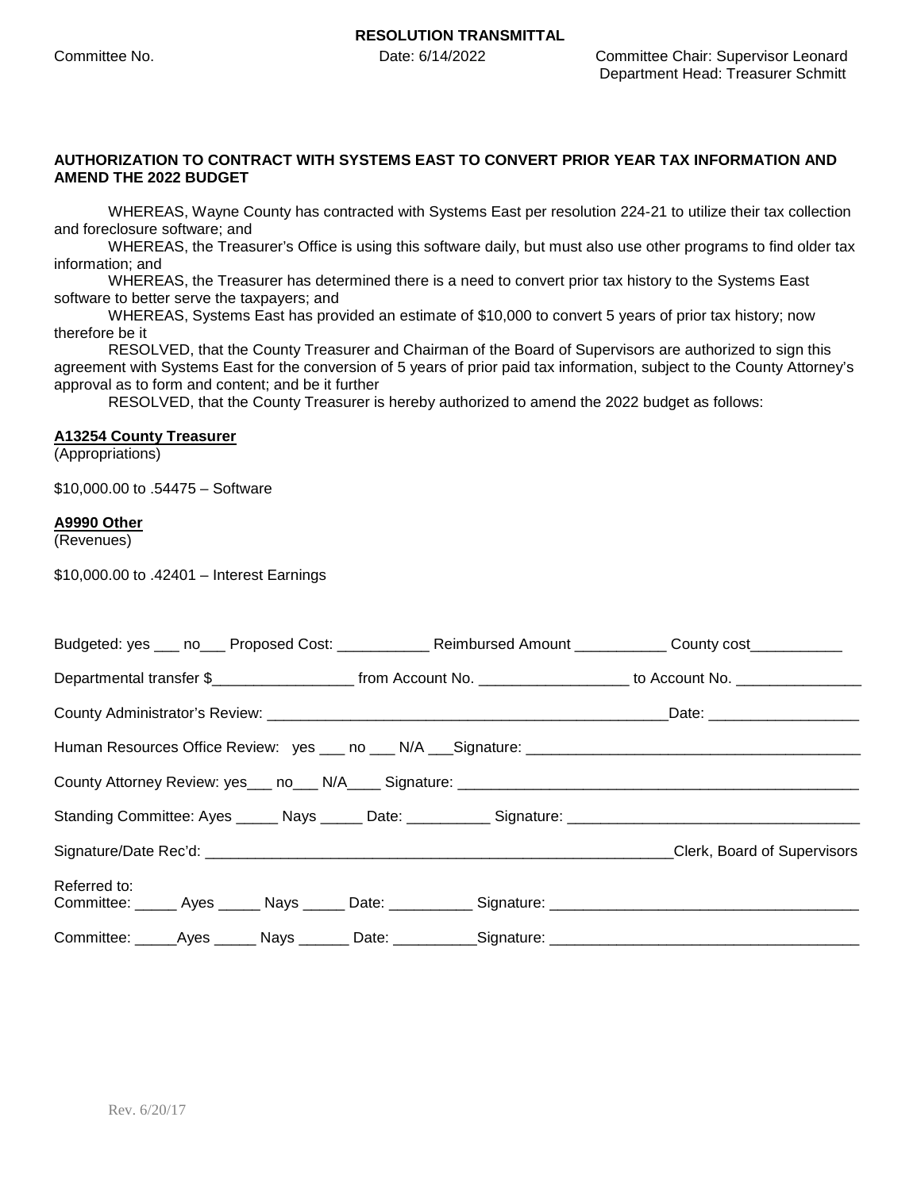**RESOLUTION TRANSMITTAL**

Committee No. Date: 6/14/2022 Committee Chair: Supervisor Leonard
Department Head: Treasurer Schmitt

**AUTHORIZATION TO CONTRACT WITH SYSTEMS EAST TO CONVERT PRIOR YEAR TAX INFORMATION AND AMEND THE 2022 BUDGET**

WHEREAS, Wayne County has contracted with Systems East per resolution 224-21 to utilize their tax collection and foreclosure software; and

WHEREAS, the Treasurer's Office is using this software daily, but must also use other programs to find older tax information; and

WHEREAS, the Treasurer has determined there is a need to convert prior tax history to the Systems East software to better serve the taxpayers; and

WHEREAS, Systems East has provided an estimate of $10,000 to convert 5 years of prior tax history; now therefore be it

RESOLVED, that the County Treasurer and Chairman of the Board of Supervisors are authorized to sign this agreement with Systems East for the conversion of 5 years of prior paid tax information, subject to the County Attorney's approval as to form and content; and be it further

RESOLVED, that the County Treasurer is hereby authorized to amend the 2022 budget as follows:

**A13254 County Treasurer**
(Appropriations)

$10,000.00 to .54475 – Software

**A9990 Other**
(Revenues)

$10,000.00 to .42401 – Interest Earnings

Budgeted: yes ___ no___ Proposed Cost: ___________ Reimbursed Amount ___________ County cost___________

Departmental transfer $_________________ from Account No. _________________ to Account No. _______________

County Administrator's Review: _______________________________________________Date: __________________

Human Resources Office Review: yes ___ no ___ N/A ___Signature: ________________________________________

County Attorney Review: yes___ no___ N/A____ Signature: _______________________________________________

Standing Committee: Ayes _____ Nays _____ Date: __________ Signature: ___________________________________

Signature/Date Rec'd: ________________________________________________________Clerk, Board of Supervisors

Referred to:
Committee: _____ Ayes _____ Nays _____ Date: __________ Signature: ____________________________________

Committee: _____Ayes _____ Nays ______ Date: __________Signature: ____________________________________

Rev. 6/20/17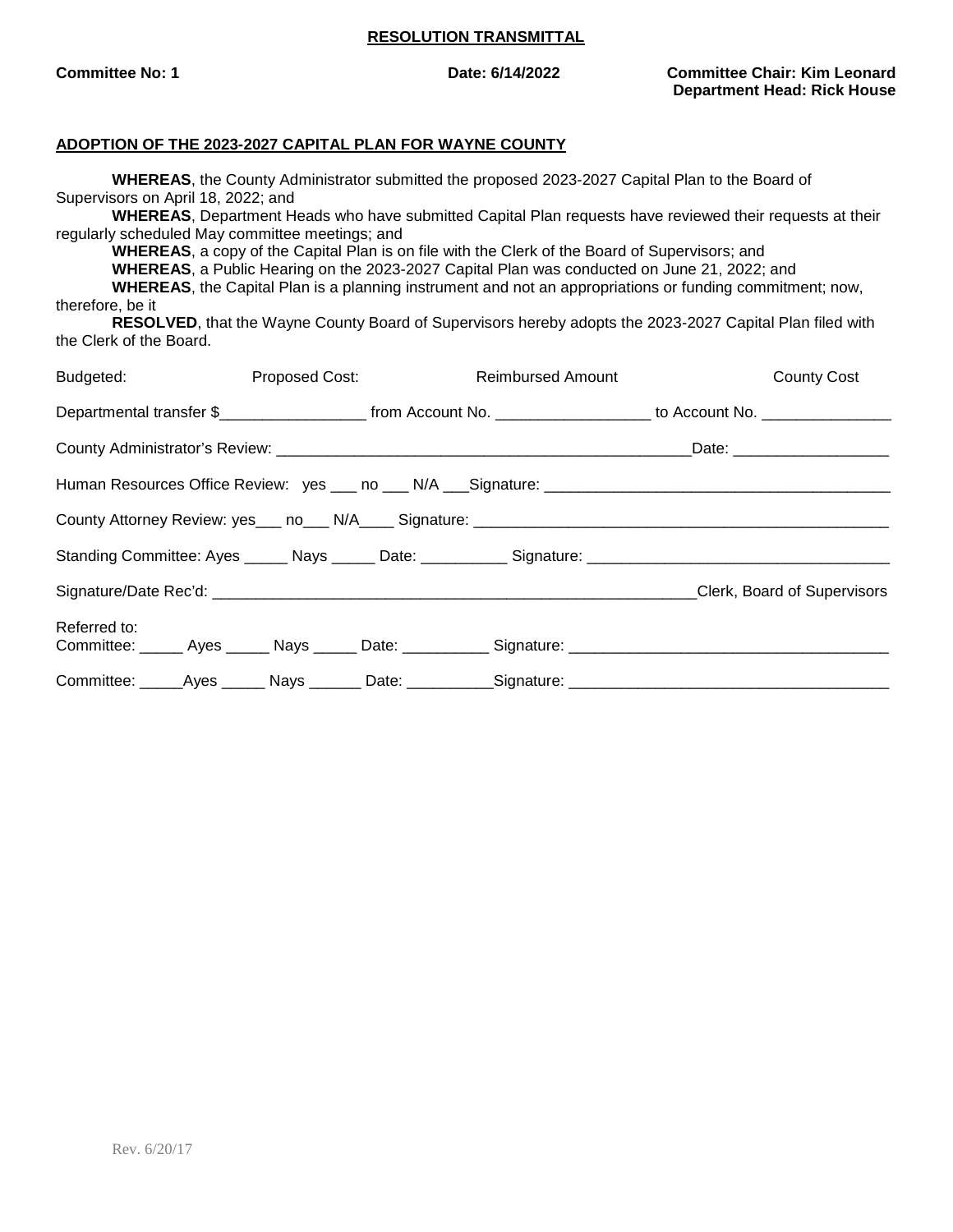**RESOLUTION TRANSMITTAL**

**Committee No: 1** **Date: 6/14/2022** **Committee Chair: Kim Leonard**
**Department Head: Rick House**

**ADOPTION OF THE 2023-2027 CAPITAL PLAN FOR WAYNE COUNTY**

**WHEREAS**, the County Administrator submitted the proposed 2023-2027 Capital Plan to the Board of Supervisors on April 18, 2022; and

**WHEREAS**, Department Heads who have submitted Capital Plan requests have reviewed their requests at their regularly scheduled May committee meetings; and

**WHEREAS**, a copy of the Capital Plan is on file with the Clerk of the Board of Supervisors; and

**WHEREAS**, a Public Hearing on the 2023-2027 Capital Plan was conducted on June 21, 2022; and

**WHEREAS**, the Capital Plan is a planning instrument and not an appropriations or funding commitment; now, therefore, be it

**RESOLVED**, that the Wayne County Board of Supervisors hereby adopts the 2023-2027 Capital Plan filed with the Clerk of the Board.

Budgeted: Proposed Cost: Reimbursed Amount County Cost

Departmental transfer $_________________ from Account No. __________________ to Account No. _______________

County Administrator's Review: __________________________________________________Date: __________________

Human Resources Office Review: yes ___ no ___ N/A ___Signature: ________________________________________

County Attorney Review: yes___ no___ N/A____ Signature: _________________________________________________

Standing Committee: Ayes _____ Nays _____ Date: __________ Signature: ___________________________________

Signature/Date Rec'd: ___________________________________________________________Clerk, Board of Supervisors

Referred to:
Committee: _____ Ayes _____ Nays _____ Date: __________ Signature: _____________________________________

Committee: _____Ayes _____ Nays ______ Date: __________Signature: _____________________________________

Rev. 6/20/17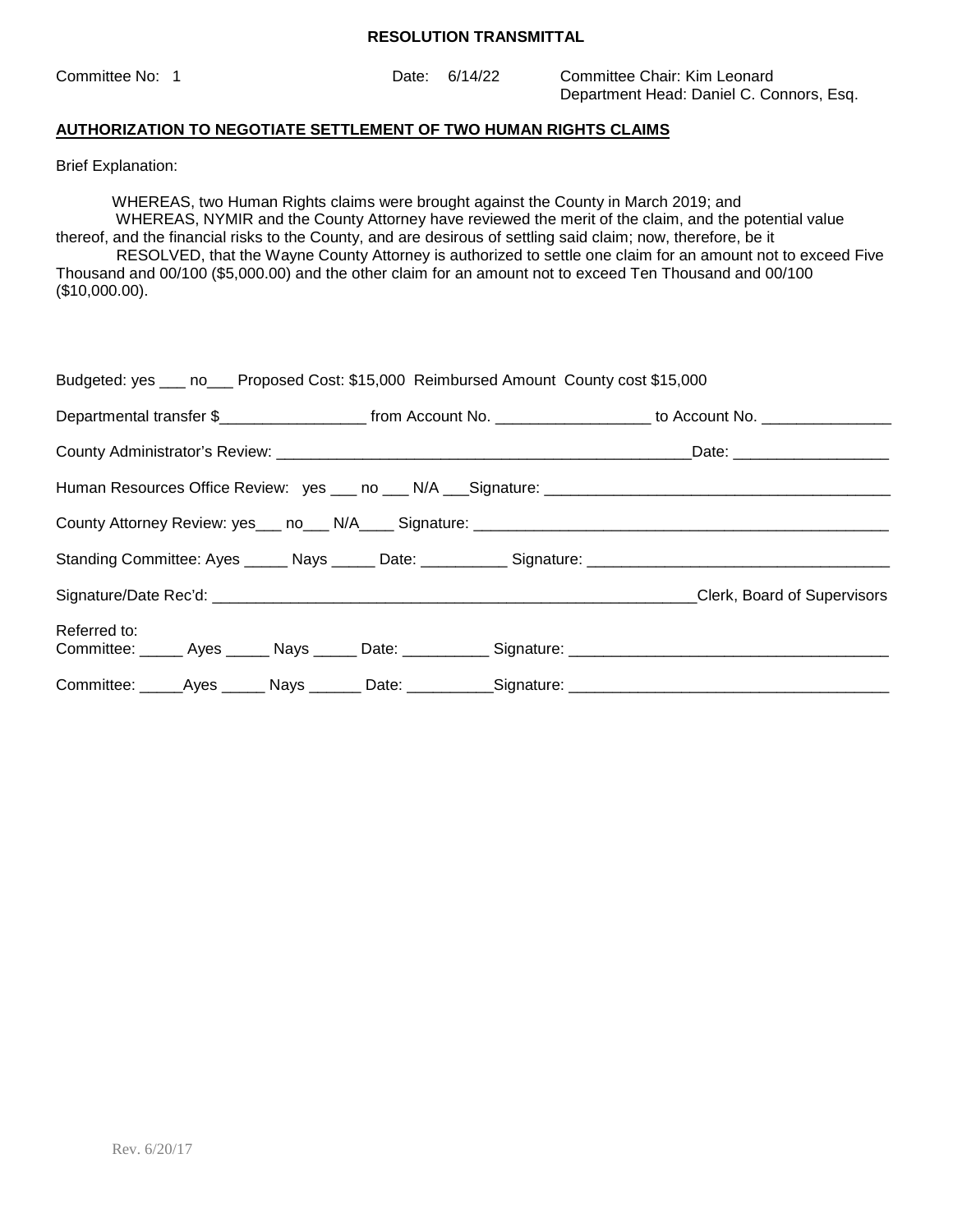**RESOLUTION TRANSMITTAL**

Committee No: 1 Date: 6/14/22 Committee Chair: Kim Leonard
Department Head: Daniel C. Connors, Esq.

**AUTHORIZATION TO NEGOTIATE SETTLEMENT OF TWO HUMAN RIGHTS CLAIMS**

Brief Explanation:

WHEREAS, two Human Rights claims were brought against the County in March 2019; and
WHEREAS, NYMIR and the County Attorney have reviewed the merit of the claim, and the potential value thereof, and the financial risks to the County, and are desirous of settling said claim; now, therefore, be it
RESOLVED, that the Wayne County Attorney is authorized to settle one claim for an amount not to exceed Five Thousand and 00/100 ($5,000.00) and the other claim for an amount not to exceed Ten Thousand and 00/100 ($10,000.00).

Budgeted: yes ___ no___ Proposed Cost: $15,000 Reimbursed Amount County cost $15,000

Departmental transfer $_________________ from Account No. _________________ to Account No. _______________

County Administrator's Review: ___________________________________________________Date: __________________

Human Resources Office Review: yes ___ no ___ N/A ___Signature: ________________________________________

County Attorney Review: yes___ no___ N/A____ Signature: ________________________________________________

Standing Committee: Ayes _____ Nays _____ Date: __________ Signature: ___________________________________

Signature/Date Rec'd: _________________________________________________________Clerk, Board of Supervisors

Referred to:
Committee: _____ Ayes _____ Nays _____ Date: __________ Signature: ____________________________________

Committee: _____Ayes _____ Nays ______ Date: __________Signature: ____________________________________

Rev. 6/20/17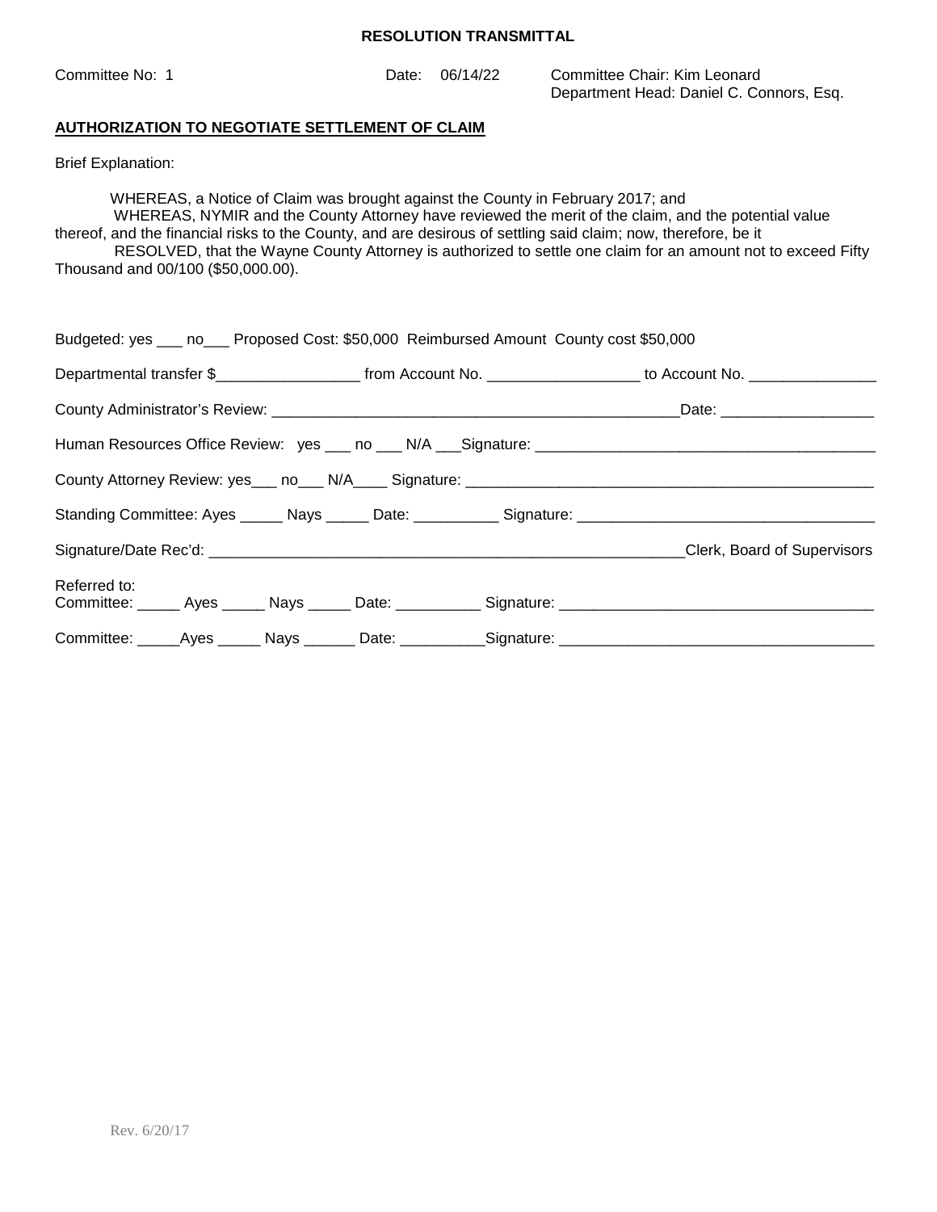**RESOLUTION TRANSMITTAL**

Committee No: 1 Date: 06/14/22 Committee Chair: Kim Leonard
Department Head: Daniel C. Connors, Esq.

**AUTHORIZATION TO NEGOTIATE SETTLEMENT OF CLAIM**

Brief Explanation:

WHEREAS, a Notice of Claim was brought against the County in February 2017; and
WHEREAS, NYMIR and the County Attorney have reviewed the merit of the claim, and the potential value thereof, and the financial risks to the County, and are desirous of settling said claim; now, therefore, be it
RESOLVED, that the Wayne County Attorney is authorized to settle one claim for an amount not to exceed Fifty Thousand and 00/100 ($50,000.00).

Budgeted: yes ___ no___ Proposed Cost: $50,000 Reimbursed Amount County cost $50,000

Departmental transfer $_________________ from Account No. __________________ to Account No. _______________

County Administrator's Review: __________________________________________________Date: __________________

Human Resources Office Review: yes ___ no ___ N/A ___Signature: _________________________________________

County Attorney Review: yes___ no___ N/A____ Signature: __________________________________________________

Standing Committee: Ayes _____ Nays _____ Date: __________ Signature: ___________________________________

Signature/Date Rec'd: _________________________________________________________Clerk, Board of Supervisors

Referred to:
Committee: _____ Ayes _____ Nays _____ Date: __________ Signature: _____________________________________

Committee: _____Ayes _____ Nays ______ Date: __________Signature: _____________________________________

Rev. 6/20/17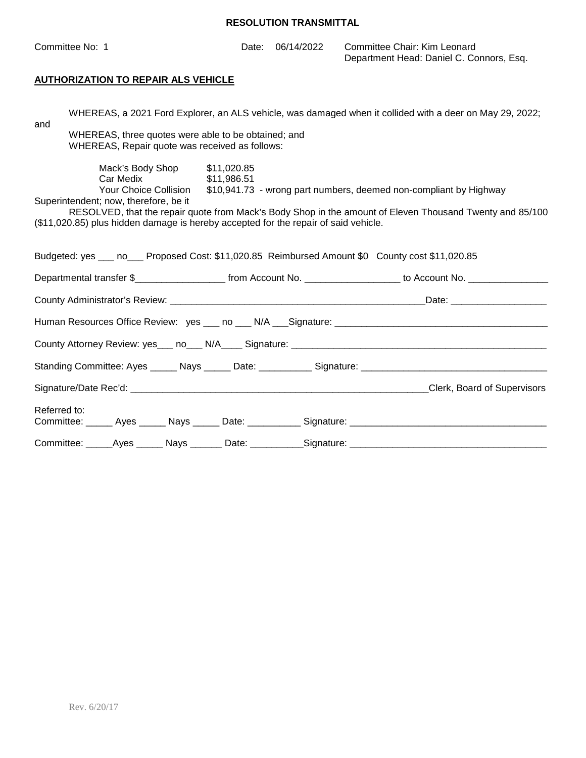**RESOLUTION TRANSMITTAL**

Committee No: 1 Date: 06/14/2022 Committee Chair: Kim Leonard
Department Head: Daniel C. Connors, Esq.

**AUTHORIZATION TO REPAIR ALS VEHICLE**

WHEREAS, a 2021 Ford Explorer, an ALS vehicle, was damaged when it collided with a deer on May 29, 2022; and

WHEREAS, three quotes were able to be obtained; and

WHEREAS, Repair quote was received as follows:

| | |
|---|---|
| Mack's Body Shop | $11,020.85 |
| Car Medix | $11,986.51 |
| Your Choice Collision | $10,941.73 - wrong part numbers, deemed non-compliant by Highway Superintendent; now, therefore, be it |

RESOLVED, that the repair quote from Mack's Body Shop in the amount of Eleven Thousand Twenty and 85/100 ($11,020.85) plus hidden damage is hereby accepted for the repair of said vehicle.

Budgeted: yes ___ no___ Proposed Cost: $11,020.85 Reimbursed Amount $0 County cost $11,020.85

Departmental transfer $_________________ from Account No. __________________ to Account No. _______________

County Administrator's Review: __________________________________________________Date: __________________

Human Resources Office Review: yes ___ no ___ N/A ___Signature: __________________________________________

County Attorney Review: yes___ no___ N/A____ Signature: ___________________________________________________

Standing Committee: Ayes _____ Nays _____ Date: __________ Signature: ___________________________________

Signature/Date Rec'd: __________________________________________________________Clerk, Board of Supervisors

Referred to:
Committee: _____ Ayes _____ Nays _____ Date: __________ Signature: _____________________________________

Committee: _____Ayes _____ Nays ______ Date: __________Signature: _____________________________________

Rev. 6/20/17